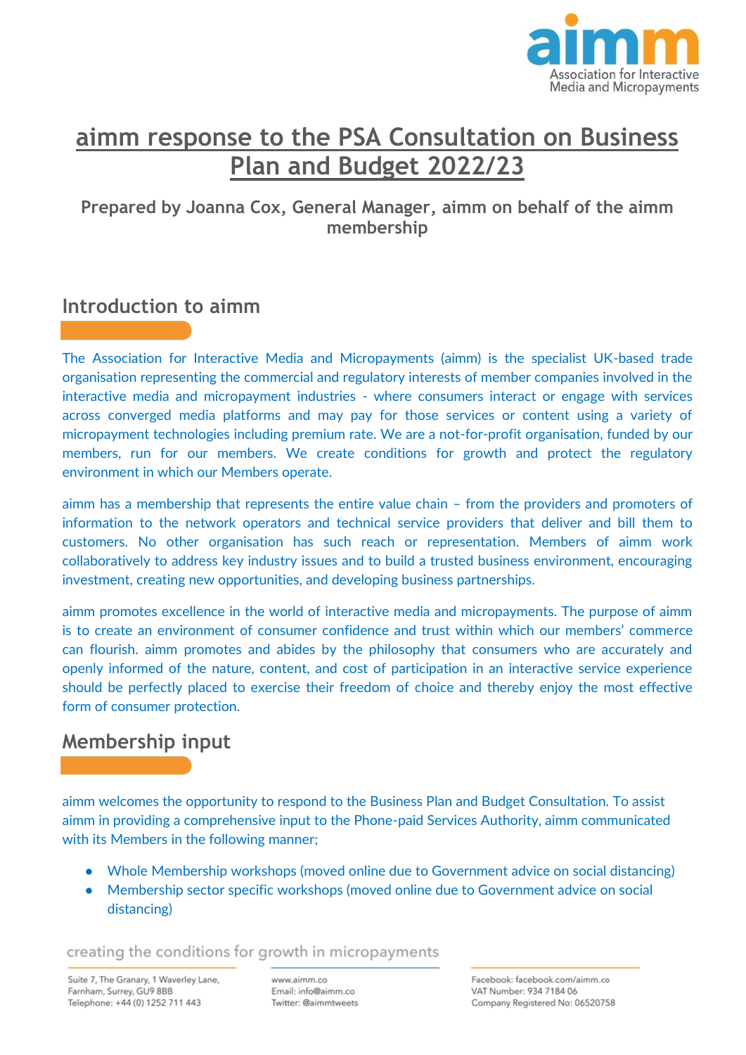# aimm response to the PSA Consultation on Business Plan and Budget 2022/23

**Prepared by Joanna Cox, General Manager, aimm on behalf of the aimm membership**

## Introduction to aimm

The Association for Interactive Media and Micropayments (aimm) is the specialist UK-based trade organisation representing the commercial and regulatory interests of member companies involved in the interactive media and micropayment industries - where consumers interact or engage with services across converged media platforms and may pay for those services or content using a variety of micropayment technologies including premium rate. We are a not-for-profit organisation, funded by our members, run for our members. We create conditions for growth and protect the regulatory environment in which our Members operate.

aimm has a membership that represents the entire value chain – from the providers and promoters of information to the network operators and technical service providers that deliver and bill them to customers. No other organisation has such reach or representation. Members of aimm work collaboratively to address key industry issues and to build a trusted business environment, encouraging investment, creating new opportunities, and developing business partnerships.

aimm promotes excellence in the world of interactive media and micropayments. The purpose of aimm is to create an environment of consumer confidence and trust within which our members' commerce can flourish. aimm promotes and abides by the philosophy that consumers who are accurately and openly informed of the nature, content, and cost of participation in an interactive service experience should be perfectly placed to exercise their freedom of choice and thereby enjoy the most effective form of consumer protection.

## Membership input

aimm welcomes the opportunity to respond to the Business Plan and Budget Consultation. To assist aimm in providing a comprehensive input to the Phone-paid Services Authority, aimm communicated with its Members in the following manner;

- Whole Membership workshops (moved online due to Government advice on social distancing)
- Membership sector specific workshops (moved online due to Government advice on social distancing)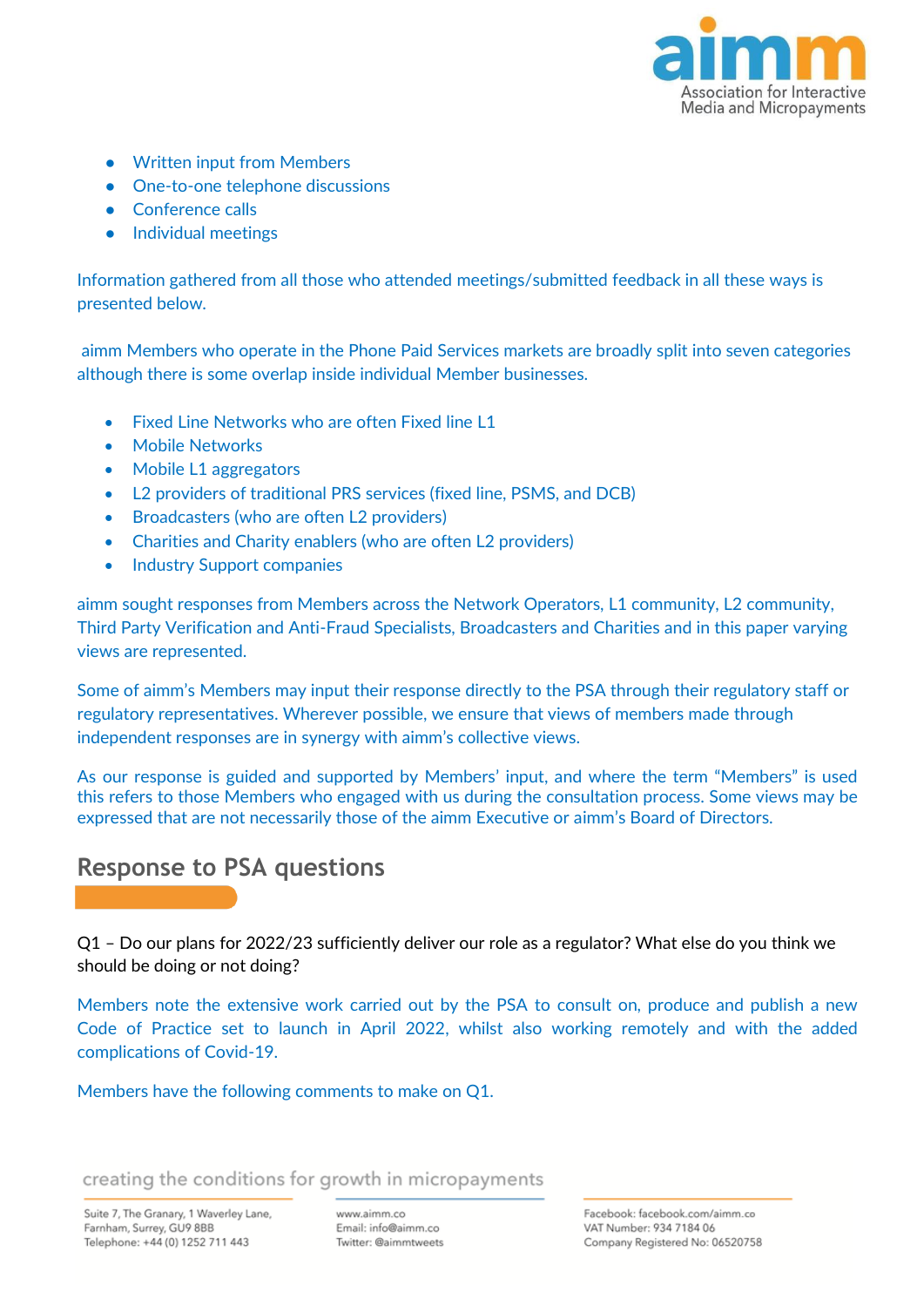- Written input from Members
- One-to-one telephone discussions
- Conference calls
- Individual meetings

Information gathered from all those who attended meetings/submitted feedback in all these ways is presented below.

aimm Members who operate in the Phone Paid Services markets are broadly split into seven categories although there is some overlap inside individual Member businesses.

- Fixed Line Networks who are often Fixed line L1
- Mobile Networks
- Mobile L1 aggregators
- L2 providers of traditional PRS services (fixed line, PSMS, and DCB)
- Broadcasters (who are often L2 providers)
- Charities and Charity enablers (who are often L2 providers)
- Industry Support companies

aimm sought responses from Members across the Network Operators, L1 community, L2 community, Third Party Verification and Anti-Fraud Specialists, Broadcasters and Charities and in this paper varying views are represented.

Some of aimm's Members may input their response directly to the PSA through their regulatory staff or regulatory representatives. Wherever possible, we ensure that views of members made through independent responses are in synergy with aimm's collective views.

As our response is guided and supported by Members' input, and where the term "Members" is used this refers to those Members who engaged with us during the consultation process. Some views may be expressed that are not necessarily those of the aimm Executive or aimm's Board of Directors.

## Response to PSA questions

Q1 – Do our plans for 2022/23 sufficiently deliver our role as a regulator? What else do you think we should be doing or not doing?

Members note the extensive work carried out by the PSA to consult on, produce and publish a new Code of Practice set to launch in April 2022, whilst also working remotely and with the added complications of Covid-19.

Members have the following comments to make on Q1.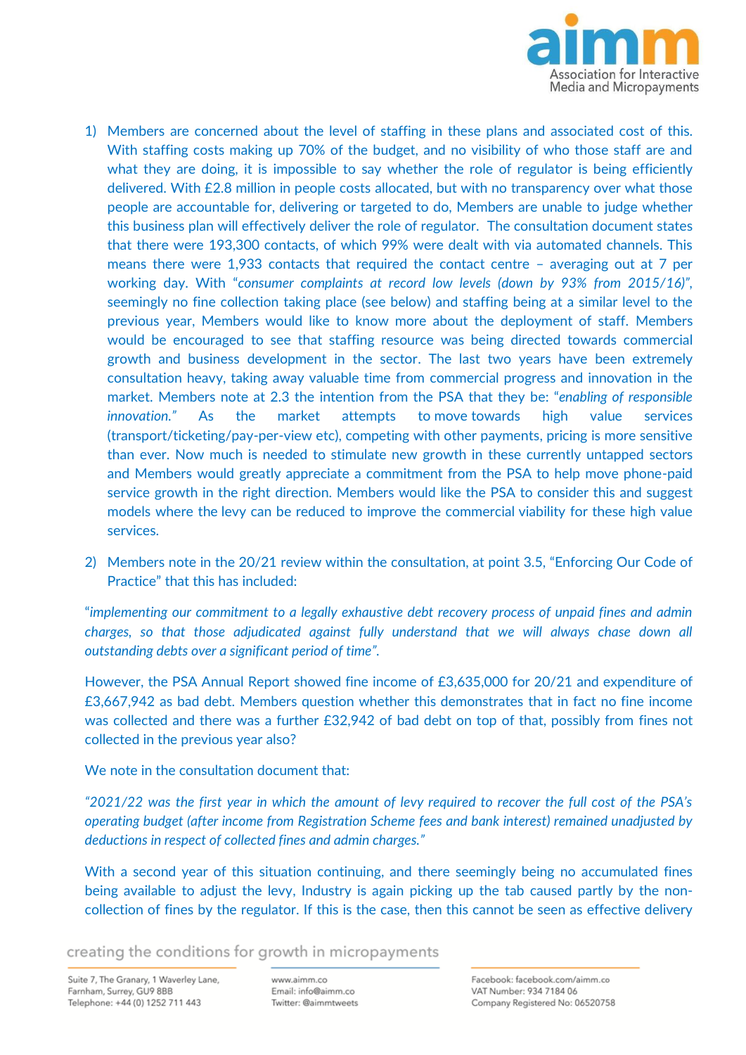1) Members are concerned about the level of staffing in these plans and associated cost of this. With staffing costs making up 70% of the budget, and no visibility of who those staff are and what they are doing, it is impossible to say whether the role of regulator is being efficiently delivered. With £2.8 million in people costs allocated, but with no transparency over what those people are accountable for, delivering or targeted to do, Members are unable to judge whether this business plan will effectively deliver the role of regulator. The consultation document states that there were 193,300 contacts, of which 99% were dealt with via automated channels. This means there were 1,933 contacts that required the contact centre – averaging out at 7 per working day. With "*consumer complaints at record low levels (down by 93% from 2015/16)*", seemingly no fine collection taking place (see below) and staffing being at a similar level to the previous year, Members would like to know more about the deployment of staff. Members would be encouraged to see that staffing resource was being directed towards commercial growth and business development in the sector. The last two years have been extremely consultation heavy, taking away valuable time from commercial progress and innovation in the market. Members note at 2.3 the intention from the PSA that they be: "*enabling of responsible innovation.*" As the market attempts to move towards high value services (transport/ticketing/pay-per-view etc), competing with other payments, pricing is more sensitive than ever. Now much is needed to stimulate new growth in these currently untapped sectors and Members would greatly appreciate a commitment from the PSA to help move phone-paid service growth in the right direction. Members would like the PSA to consider this and suggest models where the levy can be reduced to improve the commercial viability for these high value services.

2) Members note in the 20/21 review within the consultation, at point 3.5, "Enforcing Our Code of Practice" that this has included:

"*implementing our commitment to a legally exhaustive debt recovery process of unpaid fines and admin charges, so that those adjudicated against fully understand that we will always chase down all outstanding debts over a significant period of time*".

However, the PSA Annual Report showed fine income of £3,635,000 for 20/21 and expenditure of £3,667,942 as bad debt. Members question whether this demonstrates that in fact no fine income was collected and there was a further £32,942 of bad debt on top of that, possibly from fines not collected in the previous year also?

We note in the consultation document that:

"*2021/22 was the first year in which the amount of levy required to recover the full cost of the PSA's operating budget (after income from Registration Scheme fees and bank interest) remained unadjusted by deductions in respect of collected fines and admin charges.*"

With a second year of this situation continuing, and there seemingly being no accumulated fines being available to adjust the levy, Industry is again picking up the tab caused partly by the non-collection of fines by the regulator. If this is the case, then this cannot be seen as effective delivery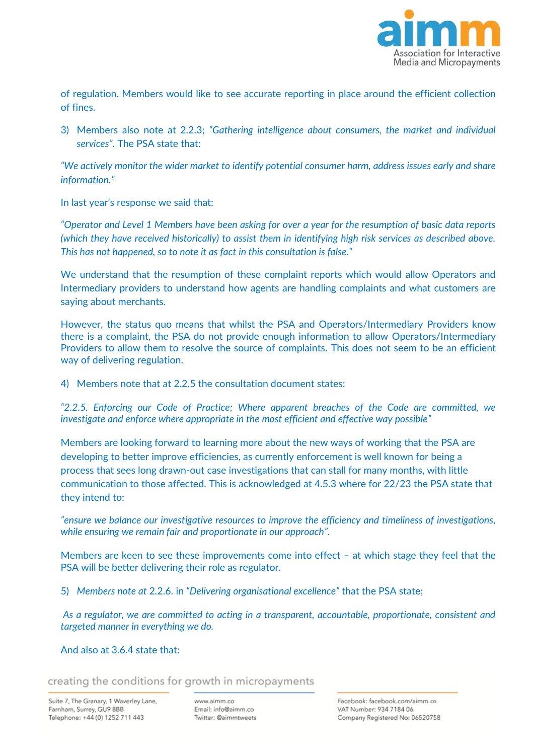of regulation. Members would like to see accurate reporting in place around the efficient collection of fines.

3) Members also note at 2.2.3; *"Gathering intelligence about consumers, the market and individual services"*. The PSA state that:

*"We actively monitor the wider market to identify potential consumer harm, address issues early and share information."*

In last year's response we said that:

*"Operator and Level 1 Members have been asking for over a year for the resumption of basic data reports (which they have received historically) to assist them in identifying high risk services as described above. This has not happened, so to note it as fact in this consultation is false."*

We understand that the resumption of these complaint reports which would allow Operators and Intermediary providers to understand how agents are handling complaints and what customers are saying about merchants.

However, the status quo means that whilst the PSA and Operators/Intermediary Providers know there is a complaint, the PSA do not provide enough information to allow Operators/Intermediary Providers to allow them to resolve the source of complaints. This does not seem to be an efficient way of delivering regulation.

4) Members note that at 2.2.5 the consultation document states:

*"2.2.5. Enforcing our Code of Practice; Where apparent breaches of the Code are committed, we investigate and enforce where appropriate in the most efficient and effective way possible"*

Members are looking forward to learning more about the new ways of working that the PSA are developing to better improve efficiencies, as currently enforcement is well known for being a process that sees long drawn-out case investigations that can stall for many months, with little communication to those affected. This is acknowledged at 4.5.3 where for 22/23 the PSA state that they intend to:

*"ensure we balance our investigative resources to improve the efficiency and timeliness of investigations, while ensuring we remain fair and proportionate in our approach".*

Members are keen to see these improvements come into effect – at which stage they feel that the PSA will be better delivering their role as regulator.

5) *Members note at* 2.2.6. in *"Delivering organisational excellence"* that the PSA state;

*As a regulator, we are committed to acting in a transparent, accountable, proportionate, consistent and targeted manner in everything we do.*

And also at 3.6.4 state that: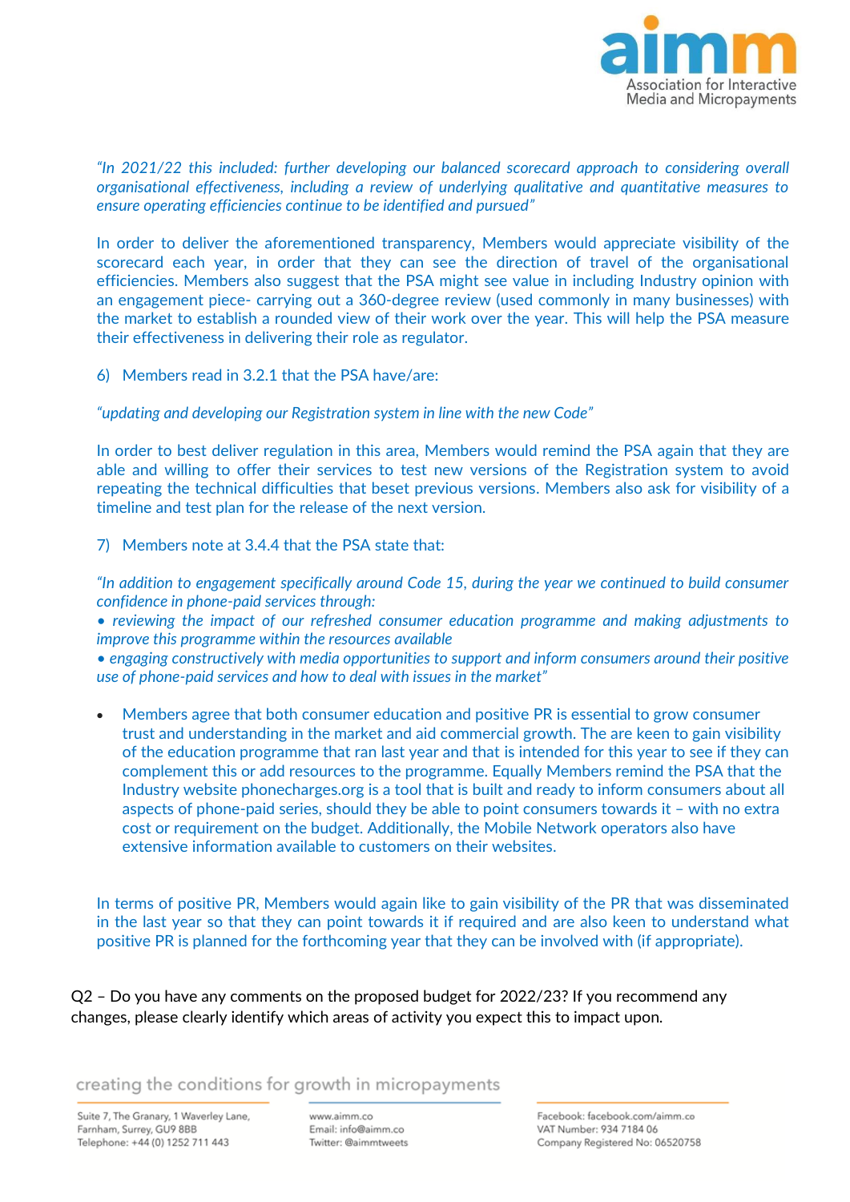*"In 2021/22 this included: further developing our balanced scorecard approach to considering overall organisational effectiveness, including a review of underlying qualitative and quantitative measures to ensure operating efficiencies continue to be identified and pursued"*

In order to deliver the aforementioned transparency, Members would appreciate visibility of the scorecard each year, in order that they can see the direction of travel of the organisational efficiencies. Members also suggest that the PSA might see value in including Industry opinion with an engagement piece- carrying out a 360-degree review (used commonly in many businesses) with the market to establish a rounded view of their work over the year. This will help the PSA measure their effectiveness in delivering their role as regulator.

6) Members read in 3.2.1 that the PSA have/are:

*"updating and developing our Registration system in line with the new Code"*

In order to best deliver regulation in this area, Members would remind the PSA again that they are able and willing to offer their services to test new versions of the Registration system to avoid repeating the technical difficulties that beset previous versions. Members also ask for visibility of a timeline and test plan for the release of the next version.

7) Members note at 3.4.4 that the PSA state that:

*"In addition to engagement specifically around Code 15, during the year we continued to build consumer confidence in phone-paid services through:*
*• reviewing the impact of our refreshed consumer education programme and making adjustments to improve this programme within the resources available*
*• engaging constructively with media opportunities to support and inform consumers around their positive use of phone-paid services and how to deal with issues in the market"*

- Members agree that both consumer education and positive PR is essential to grow consumer trust and understanding in the market and aid commercial growth. The are keen to gain visibility of the education programme that ran last year and that is intended for this year to see if they can complement this or add resources to the programme. Equally Members remind the PSA that the Industry website phonecharges.org is a tool that is built and ready to inform consumers about all aspects of phone-paid series, should they be able to point consumers towards it – with no extra cost or requirement on the budget. Additionally, the Mobile Network operators also have extensive information available to customers on their websites.

In terms of positive PR, Members would again like to gain visibility of the PR that was disseminated in the last year so that they can point towards it if required and are also keen to understand what positive PR is planned for the forthcoming year that they can be involved with (if appropriate).

Q2 – Do you have any comments on the proposed budget for 2022/23? If you recommend any changes, please clearly identify which areas of activity you expect this to impact upon.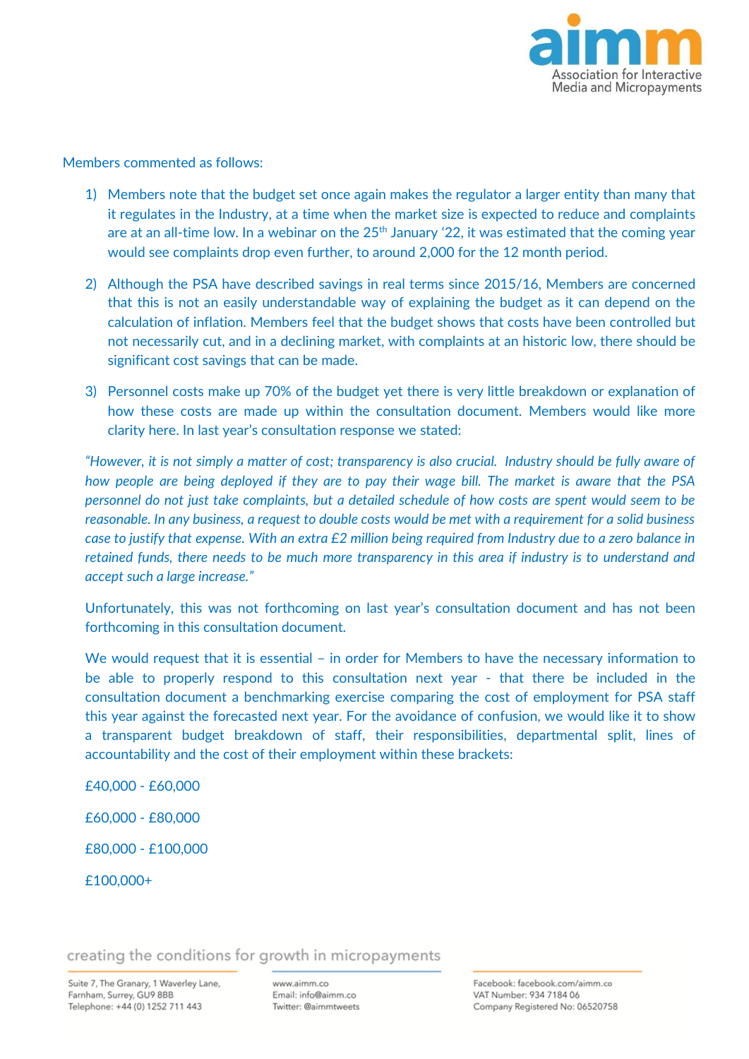Members commented as follows:

1) Members note that the budget set once again makes the regulator a larger entity than many that it regulates in the Industry, at a time when the market size is expected to reduce and complaints are at an all-time low. In a webinar on the 25th January '22, it was estimated that the coming year would see complaints drop even further, to around 2,000 for the 12 month period.

2) Although the PSA have described savings in real terms since 2015/16, Members are concerned that this is not an easily understandable way of explaining the budget as it can depend on the calculation of inflation. Members feel that the budget shows that costs have been controlled but not necessarily cut, and in a declining market, with complaints at an historic low, there should be significant cost savings that can be made.

3) Personnel costs make up 70% of the budget yet there is very little breakdown or explanation of how these costs are made up within the consultation document. Members would like more clarity here. In last year's consultation response we stated:

*"However, it is not simply a matter of cost; transparency is also crucial. Industry should be fully aware of how people are being deployed if they are to pay their wage bill. The market is aware that the PSA personnel do not just take complaints, but a detailed schedule of how costs are spent would seem to be reasonable. In any business, a request to double costs would be met with a requirement for a solid business case to justify that expense. With an extra £2 million being required from Industry due to a zero balance in retained funds, there needs to be much more transparency in this area if industry is to understand and accept such a large increase."*

Unfortunately, this was not forthcoming on last year's consultation document and has not been forthcoming in this consultation document.

We would request that it is essential – in order for Members to have the necessary information to be able to properly respond to this consultation next year - that there be included in the consultation document a benchmarking exercise comparing the cost of employment for PSA staff this year against the forecasted next year. For the avoidance of confusion, we would like it to show a transparent budget breakdown of staff, their responsibilities, departmental split, lines of accountability and the cost of their employment within these brackets:

£40,000 - £60,000

£60,000 - £80,000

£80,000 - £100,000

£100,000+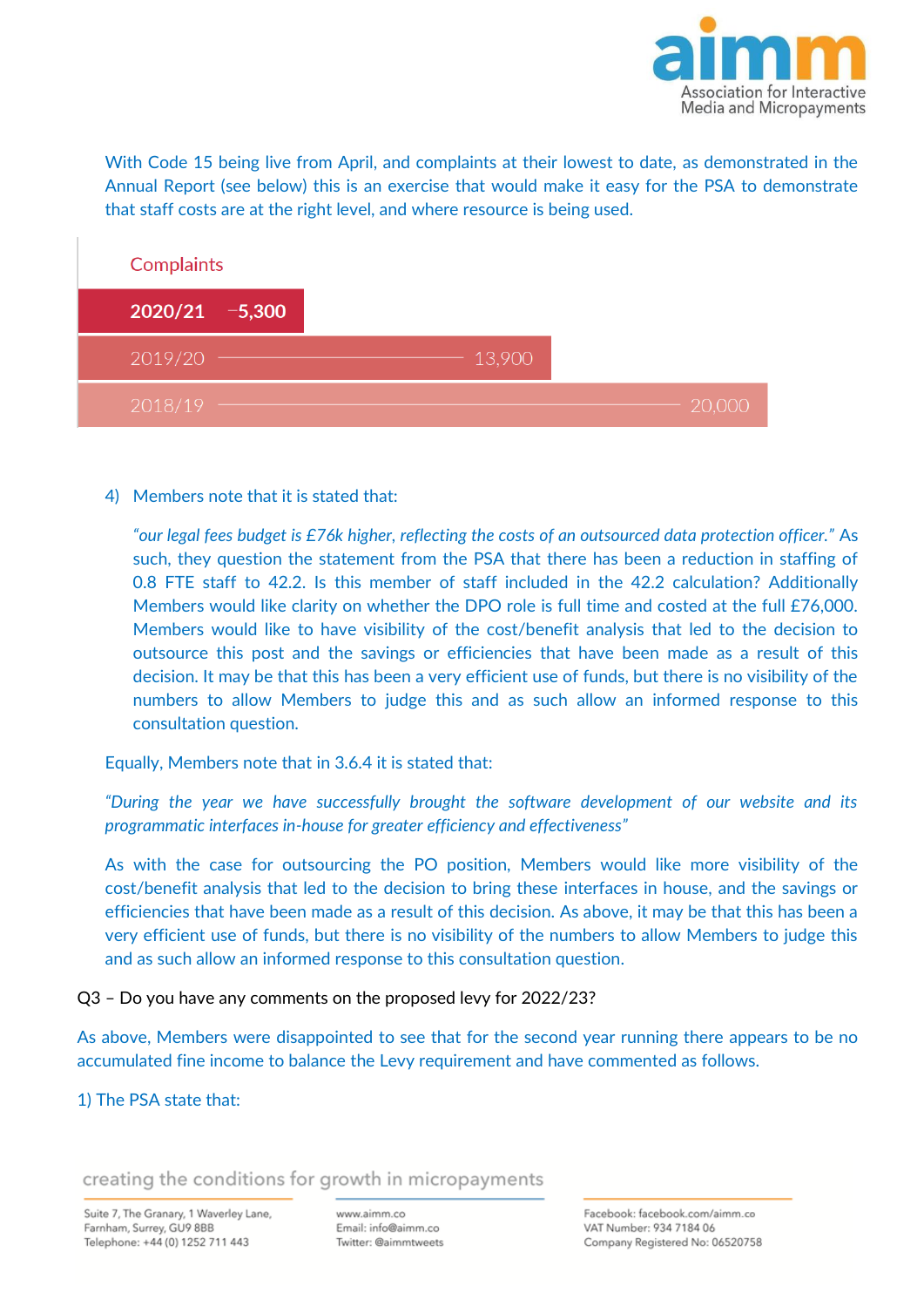With Code 15 being live from April, and complaints at their lowest to date, as demonstrated in the Annual Report (see below) this is an exercise that would make it easy for the PSA to demonstrate that staff costs are at the right level, and where resource is being used.

| Complaints | |
|---|---|
| 2020/21 | ~5,300 |
| 2019/20 | 13,900 |
| 2018/19 | 20,000 |

4) Members note that it is stated that:

   *"our legal fees budget is £76k higher, reflecting the costs of an outsourced data protection officer."* As such, they question the statement from the PSA that there has been a reduction in staffing of 0.8 FTE staff to 42.2. Is this member of staff included in the 42.2 calculation? Additionally Members would like clarity on whether the DPO role is full time and costed at the full £76,000. Members would like to have visibility of the cost/benefit analysis that led to the decision to outsource this post and the savings or efficiencies that have been made as a result of this decision. It may be that this has been a very efficient use of funds, but there is no visibility of the numbers to allow Members to judge this and as such allow an informed response to this consultation question.

Equally, Members note that in 3.6.4 it is stated that:

*"During the year we have successfully brought the software development of our website and its programmatic interfaces in-house for greater efficiency and effectiveness"*

As with the case for outsourcing the PO position, Members would like more visibility of the cost/benefit analysis that led to the decision to bring these interfaces in house, and the savings or efficiencies that have been made as a result of this decision. As above, it may be that this has been a very efficient use of funds, but there is no visibility of the numbers to allow Members to judge this and as such allow an informed response to this consultation question.

Q3 – Do you have any comments on the proposed levy for 2022/23?

As above, Members were disappointed to see that for the second year running there appears to be no accumulated fine income to balance the Levy requirement and have commented as follows.

1) The PSA state that: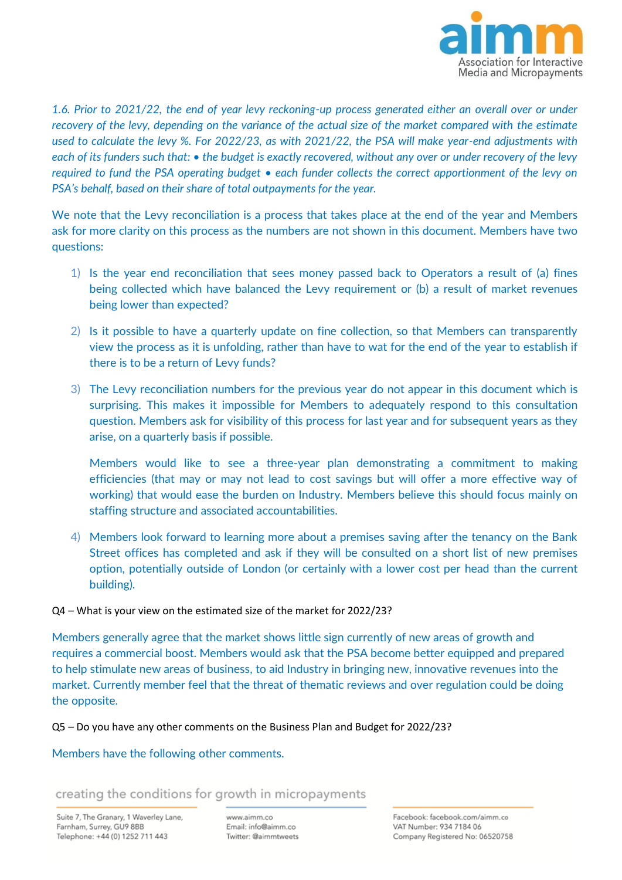*1.6. Prior to 2021/22, the end of year levy reckoning-up process generated either an overall over or under recovery of the levy, depending on the variance of the actual size of the market compared with the estimate used to calculate the levy %. For 2022/23, as with 2021/22, the PSA will make year-end adjustments with each of its funders such that: • the budget is exactly recovered, without any over or under recovery of the levy required to fund the PSA operating budget • each funder collects the correct apportionment of the levy on PSA's behalf, based on their share of total outpayments for the year.*

We note that the Levy reconciliation is a process that takes place at the end of the year and Members ask for more clarity on this process as the numbers are not shown in this document. Members have two questions:

1) Is the year end reconciliation that sees money passed back to Operators a result of (a) fines being collected which have balanced the Levy requirement or (b) a result of market revenues being lower than expected?

2) Is it possible to have a quarterly update on fine collection, so that Members can transparently view the process as it is unfolding, rather than have to wat for the end of the year to establish if there is to be a return of Levy funds?

3) The Levy reconciliation numbers for the previous year do not appear in this document which is surprising. This makes it impossible for Members to adequately respond to this consultation question. Members ask for visibility of this process for last year and for subsequent years as they arise, on a quarterly basis if possible.

   Members would like to see a three-year plan demonstrating a commitment to making efficiencies (that may or may not lead to cost savings but will offer a more effective way of working) that would ease the burden on Industry. Members believe this should focus mainly on staffing structure and associated accountabilities.

4) Members look forward to learning more about a premises saving after the tenancy on the Bank Street offices has completed and ask if they will be consulted on a short list of new premises option, potentially outside of London (or certainly with a lower cost per head than the current building).

Q4 – What is your view on the estimated size of the market for 2022/23?

Members generally agree that the market shows little sign currently of new areas of growth and requires a commercial boost. Members would ask that the PSA become better equipped and prepared to help stimulate new areas of business, to aid Industry in bringing new, innovative revenues into the market. Currently member feel that the threat of thematic reviews and over regulation could be doing the opposite.

Q5 – Do you have any other comments on the Business Plan and Budget for 2022/23?

Members have the following other comments.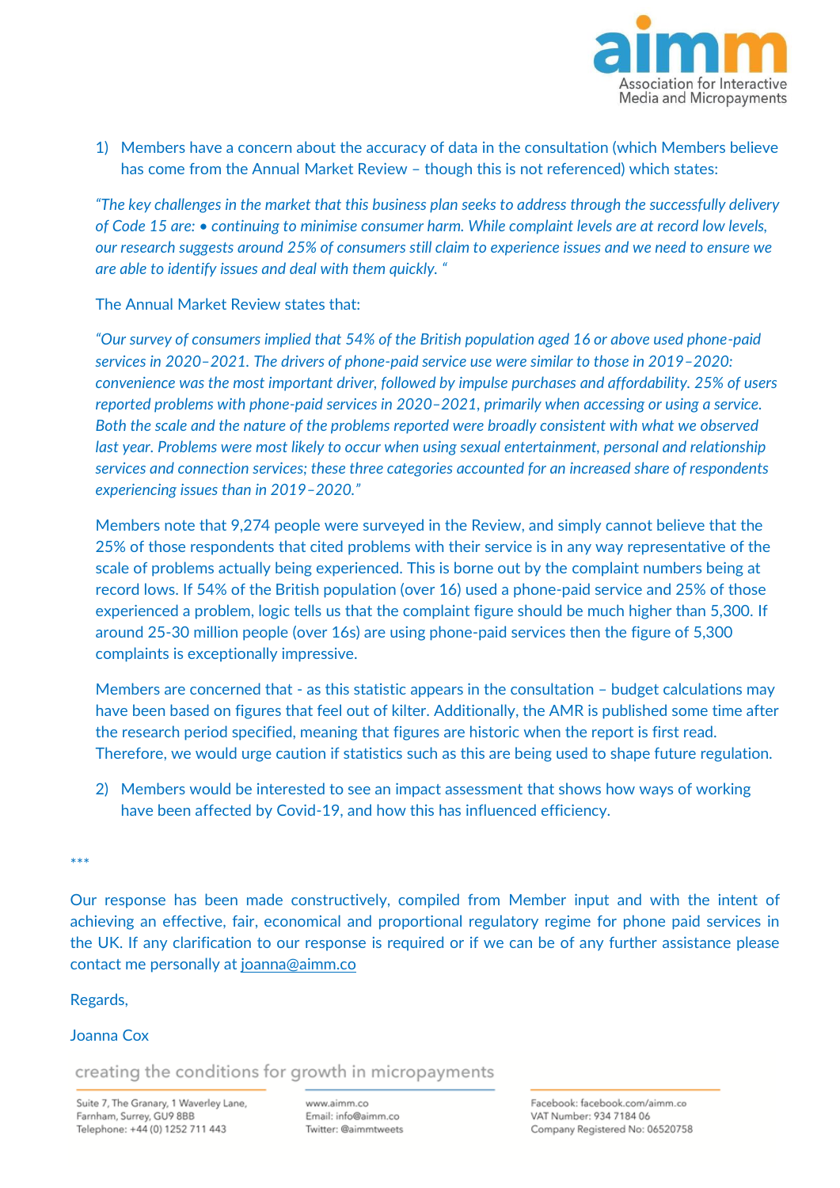1) Members have a concern about the accuracy of data in the consultation (which Members believe has come from the Annual Market Review – though this is not referenced) which states:

*"The key challenges in the market that this business plan seeks to address through the successfully delivery of Code 15 are: • continuing to minimise consumer harm. While complaint levels are at record low levels, our research suggests around 25% of consumers still claim to experience issues and we need to ensure we are able to identify issues and deal with them quickly. "*

The Annual Market Review states that:

*"Our survey of consumers implied that 54% of the British population aged 16 or above used phone-paid services in 2020–2021. The drivers of phone-paid service use were similar to those in 2019–2020: convenience was the most important driver, followed by impulse purchases and affordability. 25% of users reported problems with phone-paid services in 2020–2021, primarily when accessing or using a service. Both the scale and the nature of the problems reported were broadly consistent with what we observed last year. Problems were most likely to occur when using sexual entertainment, personal and relationship services and connection services; these three categories accounted for an increased share of respondents experiencing issues than in 2019–2020."*

Members note that 9,274 people were surveyed in the Review, and simply cannot believe that the 25% of those respondents that cited problems with their service is in any way representative of the scale of problems actually being experienced. This is borne out by the complaint numbers being at record lows. If 54% of the British population (over 16) used a phone-paid service and 25% of those experienced a problem, logic tells us that the complaint figure should be much higher than 5,300. If around 25-30 million people (over 16s) are using phone-paid services then the figure of 5,300 complaints is exceptionally impressive.

Members are concerned that - as this statistic appears in the consultation – budget calculations may have been based on figures that feel out of kilter. Additionally, the AMR is published some time after the research period specified, meaning that figures are historic when the report is first read. Therefore, we would urge caution if statistics such as this are being used to shape future regulation.

2) Members would be interested to see an impact assessment that shows how ways of working have been affected by Covid-19, and how this has influenced efficiency.

***

Our response has been made constructively, compiled from Member input and with the intent of achieving an effective, fair, economical and proportional regulatory regime for phone paid services in the UK. If any clarification to our response is required or if we can be of any further assistance please contact me personally at joanna@aimm.co

Regards,

Joanna Cox